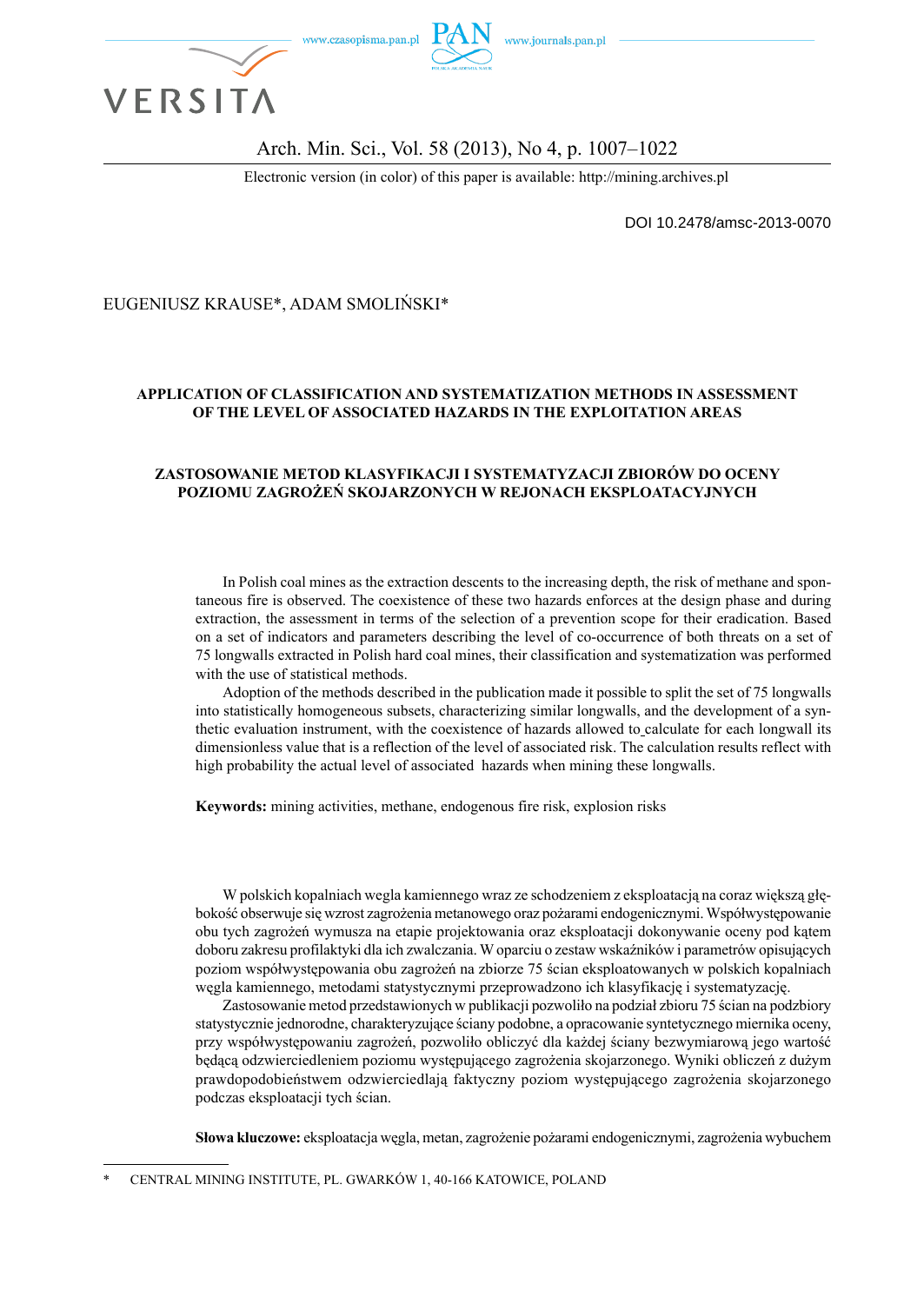DOI 10.2478/amsc-2013-0070

EUGENIUSZ KRAUSE*, ADAM SMOLIŃSKI*

# APPLICATION OF CLASSIFICATION AND SYSTEMATIZATION METHODS IN ASSESSMENT OF THE LEVEL OF ASSOCIATED HAZARDS IN THE EXPLOITATION AREAS

# ZASTOSOWANIE METOD KLASYFIKACJI I SYSTEMATYZACJI ZBIORÓW DO OCENY POZIOMU ZAGROŻEŃ SKOJARZONYCH W REJONACH EKSPLOATACYJNYCH

In Polish coal mines as the extraction descents to the increasing depth, the risk of methane and spontaneous fire is observed. The coexistence of these two hazards enforces at the design phase and during extraction, the assessment in terms of the selection of a prevention scope for their eradication. Based on a set of indicators and parameters describing the level of co-occurrence of both threats on a set of 75 longwalls extracted in Polish hard coal mines, their classification and systematization was performed with the use of statistical methods.

Adoption of the methods described in the publication made it possible to split the set of 75 longwalls into statistically homogeneous subsets, characterizing similar longwalls, and the development of a synthetic evaluation instrument, with the coexistence of hazards allowed to calculate for each longwall its dimensionless value that is a reflection of the level of associated risk. The calculation results reflect with high probability the actual level of associated hazards when mining these longwalls.

**Keywords:** mining activities, methane, endogenous fire risk, explosion risks

W polskich kopalniach wegla kamiennego wraz ze schodzeniem z eksploatacją na coraz większą głębokość obserwuje się wzrost zagrożenia metanowego oraz pożarami endogenicznymi. Współwystępowanie obu tych zagrożeń wymusza na etapie projektowania oraz eksploatacji dokonywanie oceny pod kątem doboru zakresu profilaktyki dla ich zwalczania. W oparciu o zestaw wskaźników i parametrów opisujących poziom współwystępowania obu zagrożeń na zbiorze 75 ścian eksploatowanych w polskich kopalniach węgla kamiennego, metodami statystycznymi przeprowadzono ich klasyfikację i systematyzację.

Zastosowanie metod przedstawionych w publikacji pozwoliło na podział zbioru 75 ścian na podzbiory statystycznie jednorodne, charakteryzujące ściany podobne, a opracowanie syntetycznego miernika oceny, przy współwystępowaniu zagrożeń, pozwoliło obliczyć dla każdej ściany bezwymiarową jego wartość będącą odzwierciedleniem poziomu występującego zagrożenia skojarzonego. Wyniki obliczeń z dużym prawdopodobieństwem odzwierciedlają faktyczny poziom występującego zagrożenia skojarzonego podczas eksploatacji tych ścian.

**Słowa kluczowe:** eksploatacja węgla, metan, zagrożenie pożarami endogenicznymi, zagrożenia wybuchem

\* CENTRAL MINING INSTITUTE, PL. GWARKÓW 1, 40-166 KATOWICE, POLAND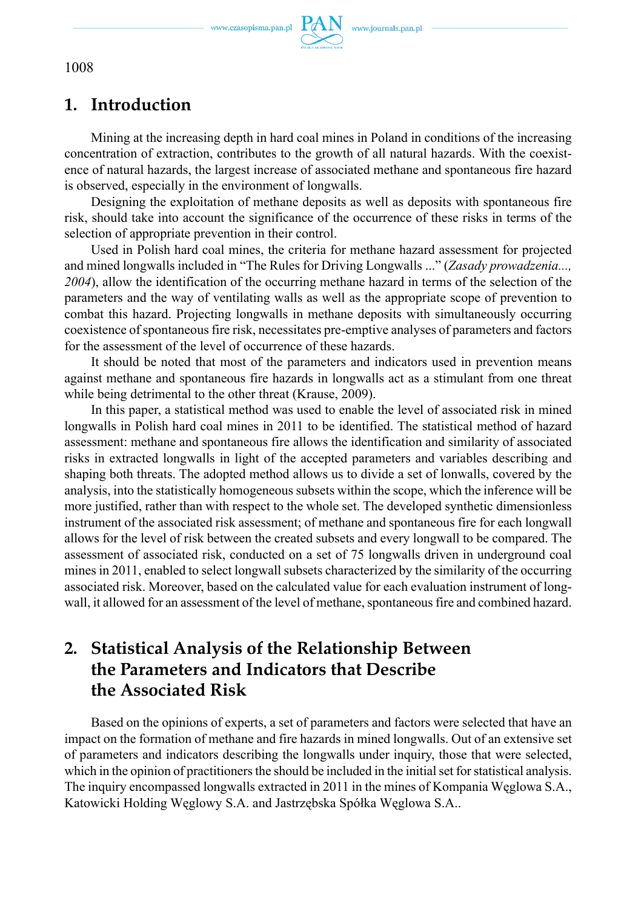## 1. Introduction

Mining at the increasing depth in hard coal mines in Poland in conditions of the increasing concentration of extraction, contributes to the growth of all natural hazards. With the coexistence of natural hazards, the largest increase of associated methane and spontaneous fire hazard is observed, especially in the environment of longwalls.

Designing the exploitation of methane deposits as well as deposits with spontaneous fire risk, should take into account the significance of the occurrence of these risks in terms of the selection of appropriate prevention in their control.

Used in Polish hard coal mines, the criteria for methane hazard assessment for projected and mined longwalls included in "The Rules for Driving Longwalls ..." (*Zasady prowadzenia..., 2004*), allow the identification of the occurring methane hazard in terms of the selection of the parameters and the way of ventilating walls as well as the appropriate scope of prevention to combat this hazard. Projecting longwalls in methane deposits with simultaneously occurring coexistence of spontaneous fire risk, necessitates pre-emptive analyses of parameters and factors for the assessment of the level of occurrence of these hazards.

It should be noted that most of the parameters and indicators used in prevention means against methane and spontaneous fire hazards in longwalls act as a stimulant from one threat while being detrimental to the other threat (Krause, 2009).

In this paper, a statistical method was used to enable the level of associated risk in mined longwalls in Polish hard coal mines in 2011 to be identified. The statistical method of hazard assessment: methane and spontaneous fire allows the identification and similarity of associated risks in extracted longwalls in light of the accepted parameters and variables describing and shaping both threats. The adopted method allows us to divide a set of lonwalls, covered by the analysis, into the statistically homogeneous subsets within the scope, which the inference will be more justified, rather than with respect to the whole set. The developed synthetic dimensionless instrument of the associated risk assessment; of methane and spontaneous fire for each longwall allows for the level of risk between the created subsets and every longwall to be compared. The assessment of associated risk, conducted on a set of 75 longwalls driven in underground coal mines in 2011, enabled to select longwall subsets characterized by the similarity of the occurring associated risk. Moreover, based on the calculated value for each evaluation instrument of longwall, it allowed for an assessment of the level of methane, spontaneous fire and combined hazard.

## 2. Statistical Analysis of the Relationship Between the Parameters and Indicators that Describe the Associated Risk

Based on the opinions of experts, a set of parameters and factors were selected that have an impact on the formation of methane and fire hazards in mined longwalls. Out of an extensive set of parameters and indicators describing the longwalls under inquiry, those that were selected, which in the opinion of practitioners the should be included in the initial set for statistical analysis. The inquiry encompassed longwalls extracted in 2011 in the mines of Kompania Węglowa S.A., Katowicki Holding Węglowy S.A. and Jastrzębska Spółka Węglowa S.A..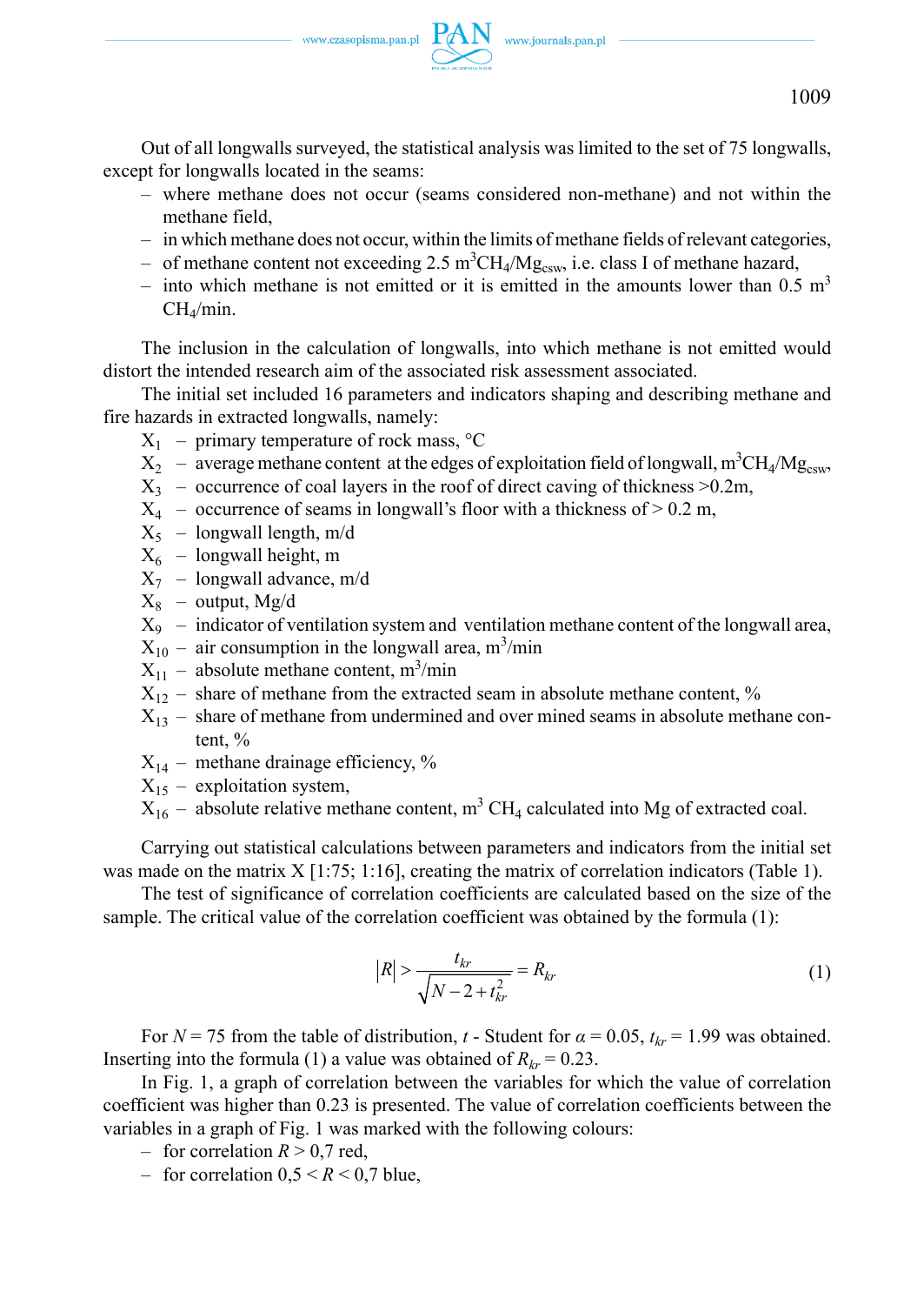Out of all longwalls surveyed, the statistical analysis was limited to the set of 75 longwalls, except for longwalls located in the seams:

- where methane does not occur (seams considered non-methane) and not within the methane field,
- in which methane does not occur, within the limits of methane fields of relevant categories,
- of methane content not exceeding 2.5 $m^3CH_4/Mg_{csw}$, i.e. class I of methane hazard,
- into which methane is not emitted or it is emitted in the amounts lower than 0.5 $m^3$ $CH_4$/min.

The inclusion in the calculation of longwalls, into which methane is not emitted would distort the intended research aim of the associated risk assessment associated.

The initial set included 16 parameters and indicators shaping and describing methane and fire hazards in extracted longwalls, namely:

$X_1$ – primary temperature of rock mass, °C
$X_2$ – average methane content at the edges of exploitation field of longwall, $m^3CH_4/Mg_{csw}$,
$X_3$ – occurrence of coal layers in the roof of direct caving of thickness >0.2m,
$X_4$ – occurrence of seams in longwall's floor with a thickness of > 0.2 m,
$X_5$ – longwall length, m/d
$X_6$ – longwall height, m
$X_7$ – longwall advance, m/d
$X_8$ – output, Mg/d
$X_9$ – indicator of ventilation system and ventilation methane content of the longwall area,
$X_{10}$ – air consumption in the longwall area, $m^3$/min
$X_{11}$ – absolute methane content, $m^3$/min
$X_{12}$ – share of methane from the extracted seam in absolute methane content, %
$X_{13}$ – share of methane from undermined and over mined seams in absolute methane content, %
$X_{14}$ – methane drainage efficiency, %
$X_{15}$ – exploitation system,
$X_{16}$ – absolute relative methane content, $m^3$ $CH_4$ calculated into Mg of extracted coal.

Carrying out statistical calculations between parameters and indicators from the initial set was made on the matrix X [1:75; 1:16], creating the matrix of correlation indicators (Table 1).

The test of significance of correlation coefficients are calculated based on the size of the sample. The critical value of the correlation coefficient was obtained by the formula (1):

$$|R| > \frac{t_{kr}}{\sqrt{N - 2 + t_{kr}^2}} = R_{kr} \tag{1}$$

For $N = 75$ from the table of distribution, $t$ - Student for $\alpha = 0.05$, $t_{kr} = 1.99$ was obtained. Inserting into the formula (1) a value was obtained of $R_{kr} = 0.23$.

In Fig. 1, a graph of correlation between the variables for which the value of correlation coefficient was higher than 0.23 is presented. The value of correlation coefficients between the variables in a graph of Fig. 1 was marked with the following colours:

- for correlation $R > 0{,}7$ red,
- for correlation $0{,}5 < R < 0{,}7$ blue,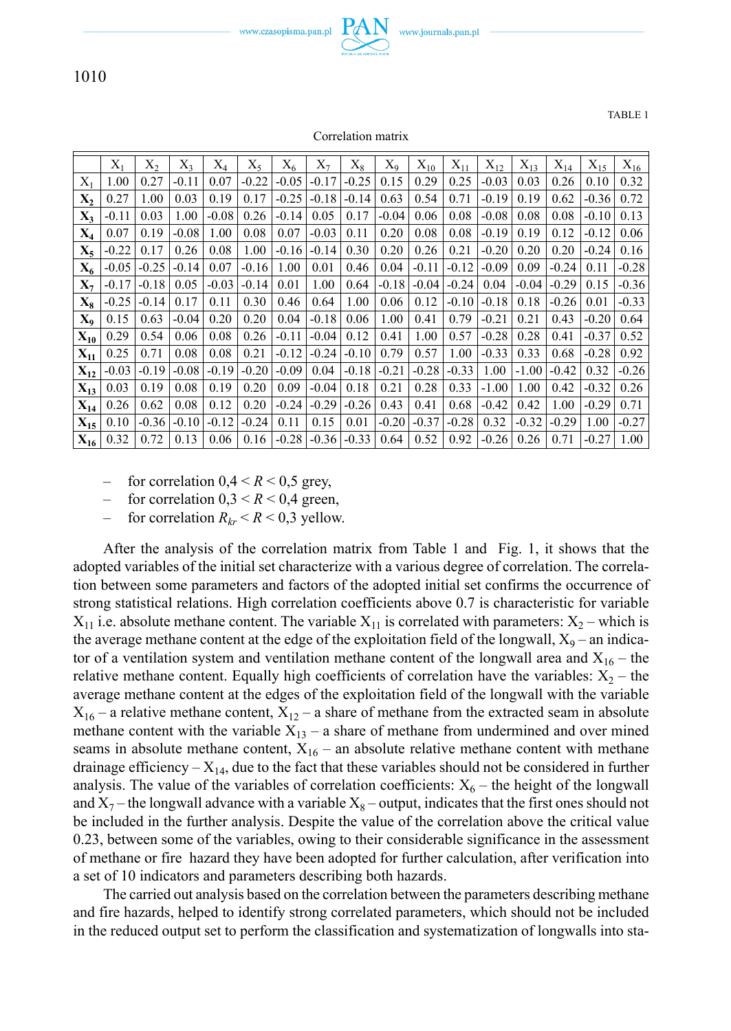TABLE 1

Correlation matrix

| | $X_1$ | $X_2$ | $X_3$ | $X_4$ | $X_5$ | $X_6$ | $X_7$ | $X_8$ | $X_9$ | $X_{10}$ | $X_{11}$ | $X_{12}$ | $X_{13}$ | $X_{14}$ | $X_{15}$ | $X_{16}$ |
|---|---|---|---|---|---|---|---|---|---|---|---|---|---|---|---|---|
| $X_1$ | 1.00 | 0.27 | -0.11 | 0.07 | -0.22 | -0.05 | -0.17 | -0.25 | 0.15 | 0.29 | 0.25 | -0.03 | 0.03 | 0.26 | 0.10 | 0.32 |
| $X_2$ | 0.27 | 1.00 | 0.03 | 0.19 | 0.17 | -0.25 | -0.18 | -0.14 | 0.63 | 0.54 | 0.71 | -0.19 | 0.19 | 0.62 | -0.36 | 0.72 |
| $X_3$ | -0.11 | 0.03 | 1.00 | -0.08 | 0.26 | -0.14 | 0.05 | 0.17 | -0.04 | 0.06 | 0.08 | -0.08 | 0.08 | 0.08 | -0.10 | 0.13 |
| $X_4$ | 0.07 | 0.19 | -0.08 | 1.00 | 0.08 | 0.07 | -0.03 | 0.11 | 0.20 | 0.08 | 0.08 | -0.19 | 0.19 | 0.12 | -0.12 | 0.06 |
| $X_5$ | -0.22 | 0.17 | 0.26 | 0.08 | 1.00 | -0.16 | -0.14 | 0.30 | 0.20 | 0.26 | 0.21 | -0.20 | 0.20 | 0.20 | -0.24 | 0.16 |
| $X_6$ | -0.05 | -0.25 | -0.14 | 0.07 | -0.16 | 1.00 | 0.01 | 0.46 | 0.04 | -0.11 | -0.12 | -0.09 | 0.09 | -0.24 | 0.11 | -0.28 |
| $X_7$ | -0.17 | -0.18 | 0.05 | -0.03 | -0.14 | 0.01 | 1.00 | 0.64 | -0.18 | -0.04 | -0.24 | 0.04 | -0.04 | -0.29 | 0.15 | -0.36 |
| $X_8$ | -0.25 | -0.14 | 0.17 | 0.11 | 0.30 | 0.46 | 0.64 | 1.00 | 0.06 | 0.12 | -0.10 | -0.18 | 0.18 | -0.26 | 0.01 | -0.33 |
| $X_9$ | 0.15 | 0.63 | -0.04 | 0.20 | 0.20 | 0.04 | -0.18 | 0.06 | 1.00 | 0.41 | 0.79 | -0.21 | 0.21 | 0.43 | -0.20 | 0.64 |
| $X_{10}$ | 0.29 | 0.54 | 0.06 | 0.08 | 0.26 | -0.11 | -0.04 | 0.12 | 0.41 | 1.00 | 0.57 | -0.28 | 0.28 | 0.41 | -0.37 | 0.52 |
| $X_{11}$ | 0.25 | 0.71 | 0.08 | 0.08 | 0.21 | -0.12 | -0.24 | -0.10 | 0.79 | 0.57 | 1.00 | -0.33 | 0.33 | 0.68 | -0.28 | 0.92 |
| $X_{12}$ | -0.03 | -0.19 | -0.08 | -0.19 | -0.20 | -0.09 | 0.04 | -0.18 | -0.21 | -0.28 | -0.33 | 1.00 | -1.00 | -0.42 | 0.32 | -0.26 |
| $X_{13}$ | 0.03 | 0.19 | 0.08 | 0.19 | 0.20 | 0.09 | -0.04 | 0.18 | 0.21 | 0.28 | 0.33 | -1.00 | 1.00 | 0.42 | -0.32 | 0.26 |
| $X_{14}$ | 0.26 | 0.62 | 0.08 | 0.12 | 0.20 | -0.24 | -0.29 | -0.26 | 0.43 | 0.41 | 0.68 | -0.42 | 0.42 | 1.00 | -0.29 | 0.71 |
| $X_{15}$ | 0.10 | -0.36 | -0.10 | -0.12 | -0.24 | 0.11 | 0.15 | 0.01 | -0.20 | -0.37 | -0.28 | 0.32 | -0.32 | -0.29 | 1.00 | -0.27 |
| $X_{16}$ | 0.32 | 0.72 | 0.13 | 0.06 | 0.16 | -0.28 | -0.36 | -0.33 | 0.64 | 0.52 | 0.92 | -0.26 | 0.26 | 0.71 | -0.27 | 1.00 |

- for correlation $0,4 < R < 0,5$ grey,
- for correlation $0,3 < R < 0,4$ green,
- for correlation $R_{kr} < R < 0,3$ yellow.

After the analysis of the correlation matrix from Table 1 and Fig. 1, it shows that the adopted variables of the initial set characterize with a various degree of correlation. The correlation between some parameters and factors of the adopted initial set confirms the occurrence of strong statistical relations. High correlation coefficients above 0.7 is characteristic for variable $X_{11}$ i.e. absolute methane content. The variable $X_{11}$ is correlated with parameters: $X_2$ – which is the average methane content at the edge of the exploitation field of the longwall, $X_9$ – an indicator of a ventilation system and ventilation methane content of the longwall area and $X_{16}$ – the relative methane content. Equally high coefficients of correlation have the variables: $X_2$ – the average methane content at the edges of the exploitation field of the longwall with the variable $X_{16}$ – a relative methane content, $X_{12}$ – a share of methane from the extracted seam in absolute methane content with the variable $X_{13}$ – a share of methane from undermined and over mined seams in absolute methane content, $X_{16}$ – an absolute relative methane content with methane drainage efficiency – $X_{14}$, due to the fact that these variables should not be considered in further analysis. The value of the variables of correlation coefficients: $X_6$ – the height of the longwall and $X_7$ – the longwall advance with a variable $X_8$ – output, indicates that the first ones should not be included in the further analysis. Despite the value of the correlation above the critical value 0.23, between some of the variables, owing to their considerable significance in the assessment of methane or fire hazard they have been adopted for further calculation, after verification into a set of 10 indicators and parameters describing both hazards.

The carried out analysis based on the correlation between the parameters describing methane and fire hazards, helped to identify strong correlated parameters, which should not be included in the reduced output set to perform the classification and systematization of longwalls into sta-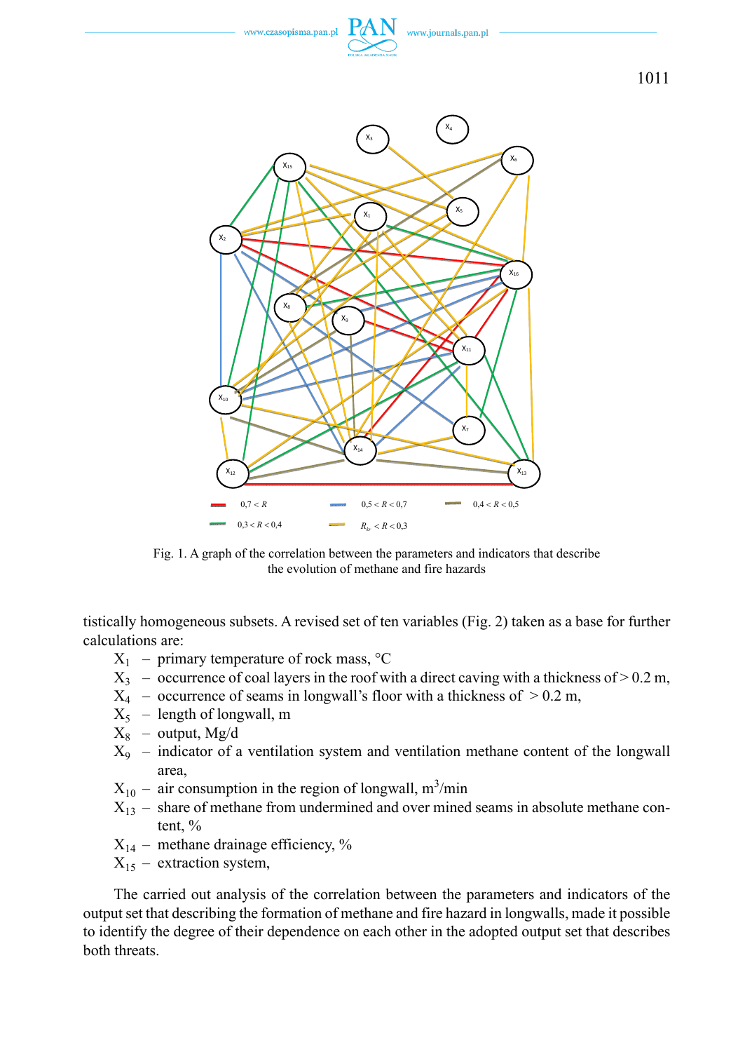Fig. 1. A graph of the correlation between the parameters and indicators that describe the evolution of methane and fire hazards

tistically homogeneous subsets. A revised set of ten variables (Fig. 2) taken as a base for further calculations are:

- $X_1$ – primary temperature of rock mass, °C
- $X_3$ – occurrence of coal layers in the roof with a direct caving with a thickness of > 0.2 m,
- $X_4$ – occurrence of seams in longwall's floor with a thickness of > 0.2 m,
- $X_5$ – length of longwall, m
- $X_8$ – output, Mg/d
- $X_9$ – indicator of a ventilation system and ventilation methane content of the longwall area,
- $X_{10}$ – air consumption in the region of longwall, $m^3$/min
- $X_{13}$ – share of methane from undermined and over mined seams in absolute methane content, %
- $X_{14}$ – methane drainage efficiency, %
- $X_{15}$ – extraction system,

The carried out analysis of the correlation between the parameters and indicators of the output set that describing the formation of methane and fire hazard in longwalls, made it possible to identify the degree of their dependence on each other in the adopted output set that describes both threats.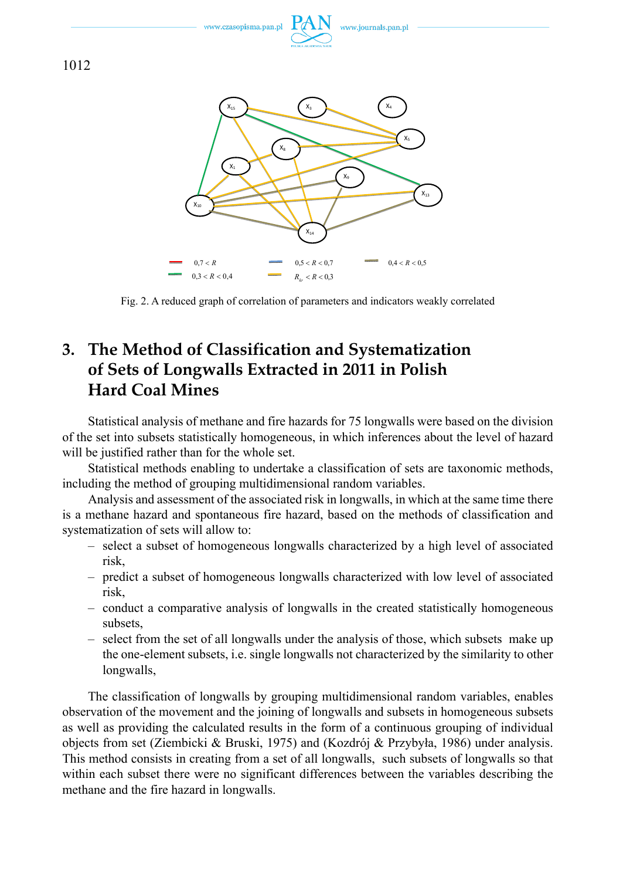Fig. 2. A reduced graph of correlation of parameters and indicators weakly correlated

## 3. The Method of Classification and Systematization of Sets of Longwalls Extracted in 2011 in Polish Hard Coal Mines

Statistical analysis of methane and fire hazards for 75 longwalls were based on the division of the set into subsets statistically homogeneous, in which inferences about the level of hazard will be justified rather than for the whole set.

Statistical methods enabling to undertake a classification of sets are taxonomic methods, including the method of grouping multidimensional random variables.

Analysis and assessment of the associated risk in longwalls, in which at the same time there is a methane hazard and spontaneous fire hazard, based on the methods of classification and systematization of sets will allow to:

- select a subset of homogeneous longwalls characterized by a high level of associated risk,
- predict a subset of homogeneous longwalls characterized with low level of associated risk,
- conduct a comparative analysis of longwalls in the created statistically homogeneous subsets,
- select from the set of all longwalls under the analysis of those, which subsets make up the one-element subsets, i.e. single longwalls not characterized by the similarity to other longwalls,

The classification of longwalls by grouping multidimensional random variables, enables observation of the movement and the joining of longwalls and subsets in homogeneous subsets as well as providing the calculated results in the form of a continuous grouping of individual objects from set (Ziembicki & Bruski, 1975) and (Kozdrój & Przybyła, 1986) under analysis. This method consists in creating from a set of all longwalls, such subsets of longwalls so that within each subset there were no significant differences between the variables describing the methane and the fire hazard in longwalls.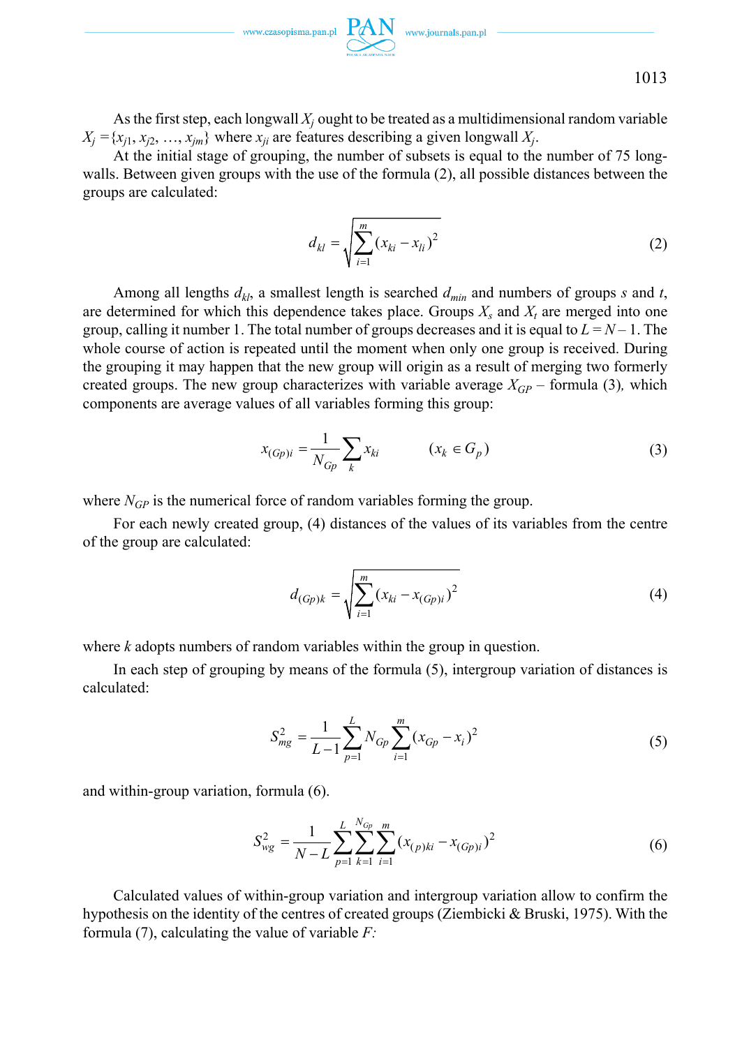As the first step, each longwall $X_j$ ought to be treated as a multidimensional random variable $X_j = \{x_{j1}, x_{j2}, \ldots, x_{jm}\}$ where $x_{ji}$ are features describing a given longwall $X_j$.

At the initial stage of grouping, the number of subsets is equal to the number of 75 longwalls. Between given groups with the use of the formula (2), all possible distances between the groups are calculated:

$$d_{kl} = \sqrt{\sum_{i=1}^{m} (x_{ki} - x_{li})^2} \tag{2}$$

Among all lengths $d_{kl}$, a smallest length is searched $d_{min}$ and numbers of groups $s$ and $t$, are determined for which this dependence takes place. Groups $X_s$ and $X_t$ are merged into one group, calling it number 1. The total number of groups decreases and it is equal to $L = N - 1$. The whole course of action is repeated until the moment when only one group is received. During the grouping it may happen that the new group will origin as a result of merging two formerly created groups. The new group characterizes with variable average $X_{GP}$ – formula (3), which components are average values of all variables forming this group:

$$x_{(Gp)i} = \frac{1}{N_{Gp}} \sum_{k} x_{ki} \qquad (x_k \in G_p) \tag{3}$$

where $N_{GP}$ is the numerical force of random variables forming the group.

For each newly created group, (4) distances of the values of its variables from the centre of the group are calculated:

$$d_{(Gp)k} = \sqrt{\sum_{i=1}^{m} (x_{ki} - x_{(Gp)i})^2} \tag{4}$$

where $k$ adopts numbers of random variables within the group in question.

In each step of grouping by means of the formula (5), intergroup variation of distances is calculated:

$$S_{mg}^2 = \frac{1}{L-1} \sum_{p=1}^{L} N_{Gp} \sum_{i=1}^{m} (x_{Gp} - x_i)^2 \tag{5}$$

and within-group variation, formula (6).

$$S_{wg}^2 = \frac{1}{N-L} \sum_{p=1}^{L} \sum_{k=1}^{N_{Gp}} \sum_{i=1}^{m} (x_{(p)ki} - x_{(Gp)i})^2 \tag{6}$$

Calculated values of within-group variation and intergroup variation allow to confirm the hypothesis on the identity of the centres of created groups (Ziembicki & Bruski, 1975). With the formula (7), calculating the value of variable $F$: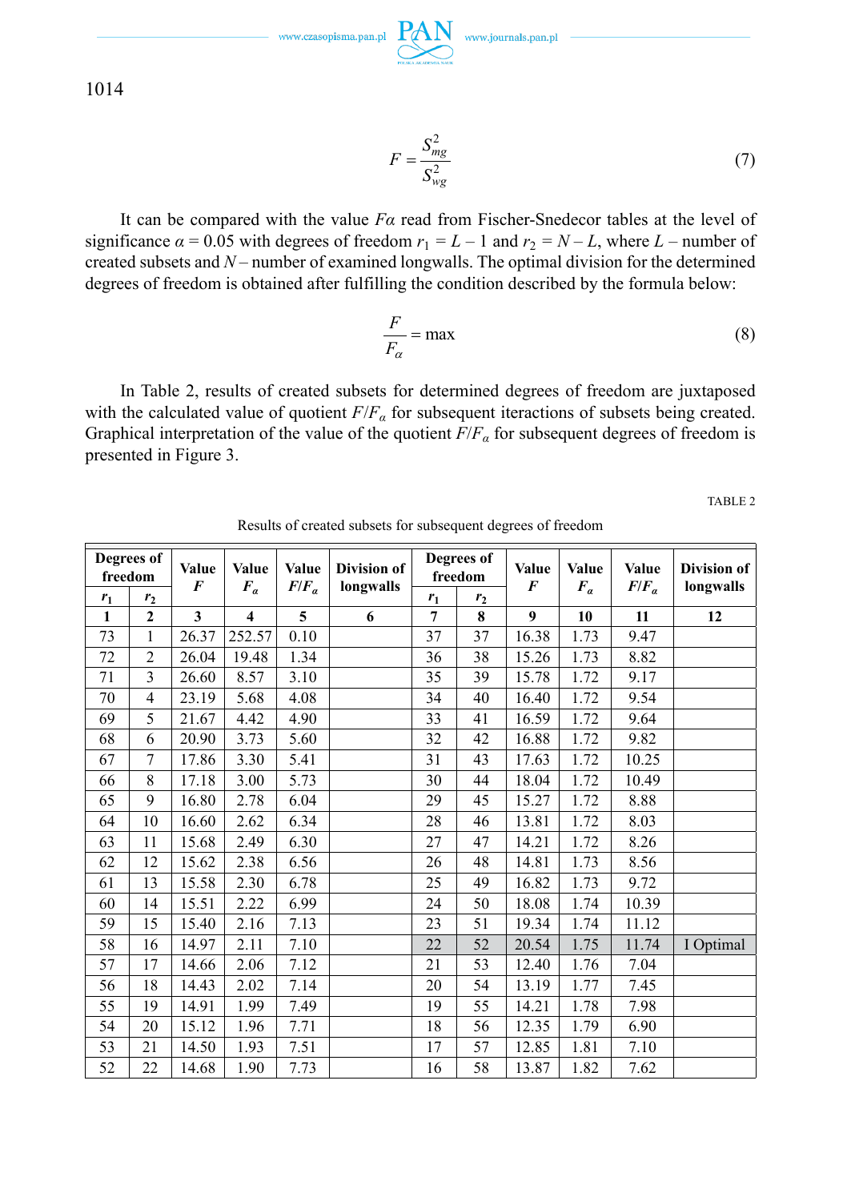$$F = \frac{S_{mg}^2}{S_{wg}^2} \tag{7}$$

It can be compared with the value $F\alpha$ read from Fischer-Snedecor tables at the level of significance $\alpha = 0.05$ with degrees of freedom $r_1 = L - 1$ and $r_2 = N - L$, where $L$ – number of created subsets and $N$ – number of examined longwalls. The optimal division for the determined degrees of freedom is obtained after fulfilling the condition described by the formula below:

$$\frac{F}{F_\alpha} = \max \tag{8}$$

In Table 2, results of created subsets for determined degrees of freedom are juxtaposed with the calculated value of quotient $F/F_\alpha$ for subsequent iteractions of subsets being created. Graphical interpretation of the value of the quotient $F/F_\alpha$ for subsequent degrees of freedom is presented in Figure 3.

TABLE 2

Results of created subsets for subsequent degrees of freedom

| Degrees of freedom | | Value $F$ | Value $F_\alpha$ | Value $F/F_\alpha$ | Division of longwalls | Degrees of freedom | | Value $F$ | Value $F_\alpha$ | Value $F/F_\alpha$ | Division of longwalls |
|---|---|---|---|---|---|---|---|---|---|---|---|
| $r_1$ | $r_2$ | | | | | $r_1$ | $r_2$ | | | | |
| 1 | 2 | 3 | 4 | 5 | 6 | 7 | 8 | 9 | 10 | 11 | 12 |
| 73 | 1 | 26.37 | 252.57 | 0.10 | | 37 | 37 | 16.38 | 1.73 | 9.47 | |
| 72 | 2 | 26.04 | 19.48 | 1.34 | | 36 | 38 | 15.26 | 1.73 | 8.82 | |
| 71 | 3 | 26.60 | 8.57 | 3.10 | | 35 | 39 | 15.78 | 1.72 | 9.17 | |
| 70 | 4 | 23.19 | 5.68 | 4.08 | | 34 | 40 | 16.40 | 1.72 | 9.54 | |
| 69 | 5 | 21.67 | 4.42 | 4.90 | | 33 | 41 | 16.59 | 1.72 | 9.64 | |
| 68 | 6 | 20.90 | 3.73 | 5.60 | | 32 | 42 | 16.88 | 1.72 | 9.82 | |
| 67 | 7 | 17.86 | 3.30 | 5.41 | | 31 | 43 | 17.63 | 1.72 | 10.25 | |
| 66 | 8 | 17.18 | 3.00 | 5.73 | | 30 | 44 | 18.04 | 1.72 | 10.49 | |
| 65 | 9 | 16.80 | 2.78 | 6.04 | | 29 | 45 | 15.27 | 1.72 | 8.88 | |
| 64 | 10 | 16.60 | 2.62 | 6.34 | | 28 | 46 | 13.81 | 1.72 | 8.03 | |
| 63 | 11 | 15.68 | 2.49 | 6.30 | | 27 | 47 | 14.21 | 1.72 | 8.26 | |
| 62 | 12 | 15.62 | 2.38 | 6.56 | | 26 | 48 | 14.81 | 1.73 | 8.56 | |
| 61 | 13 | 15.58 | 2.30 | 6.78 | | 25 | 49 | 16.82 | 1.73 | 9.72 | |
| 60 | 14 | 15.51 | 2.22 | 6.99 | | 24 | 50 | 18.08 | 1.74 | 10.39 | |
| 59 | 15 | 15.40 | 2.16 | 7.13 | | 23 | 51 | 19.34 | 1.74 | 11.12 | |
| 58 | 16 | 14.97 | 2.11 | 7.10 | | 22 | 52 | 20.54 | 1.75 | 11.74 | I Optimal |
| 57 | 17 | 14.66 | 2.06 | 7.12 | | 21 | 53 | 12.40 | 1.76 | 7.04 | |
| 56 | 18 | 14.43 | 2.02 | 7.14 | | 20 | 54 | 13.19 | 1.77 | 7.45 | |
| 55 | 19 | 14.91 | 1.99 | 7.49 | | 19 | 55 | 14.21 | 1.78 | 7.98 | |
| 54 | 20 | 15.12 | 1.96 | 7.71 | | 18 | 56 | 12.35 | 1.79 | 6.90 | |
| 53 | 21 | 14.50 | 1.93 | 7.51 | | 17 | 57 | 12.85 | 1.81 | 7.10 | |
| 52 | 22 | 14.68 | 1.90 | 7.73 | | 16 | 58 | 13.87 | 1.82 | 7.62 | |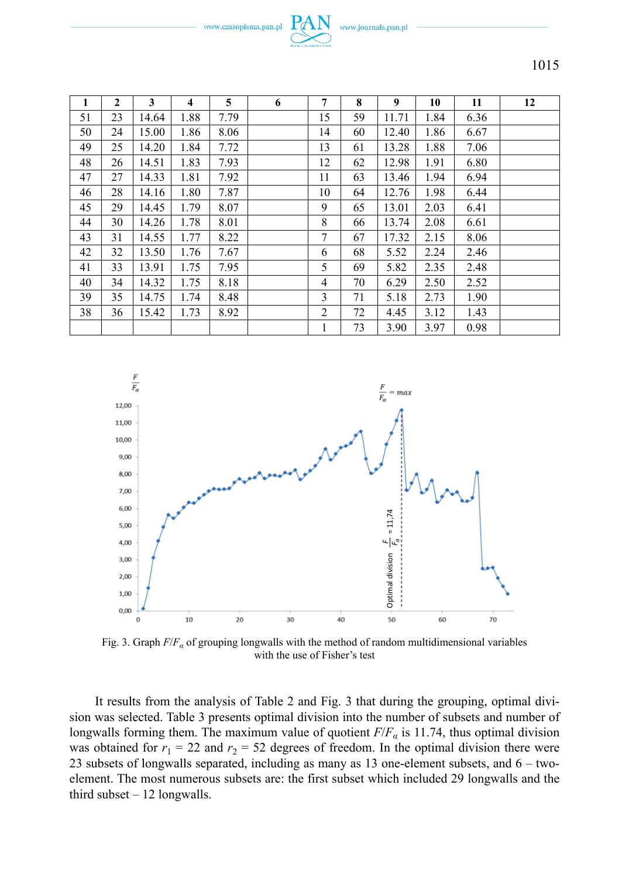| 1 | 2 | 3 | 4 | 5 | 6 | 7 | 8 | 9 | 10 | 11 | 12 |
|---|---|---|---|---|---|---|---|---|---|---|---|
| 51 | 23 | 14.64 | 1.88 | 7.79 | | 15 | 59 | 11.71 | 1.84 | 6.36 | |
| 50 | 24 | 15.00 | 1.86 | 8.06 | | 14 | 60 | 12.40 | 1.86 | 6.67 | |
| 49 | 25 | 14.20 | 1.84 | 7.72 | | 13 | 61 | 13.28 | 1.88 | 7.06 | |
| 48 | 26 | 14.51 | 1.83 | 7.93 | | 12 | 62 | 12.98 | 1.91 | 6.80 | |
| 47 | 27 | 14.33 | 1.81 | 7.92 | | 11 | 63 | 13.46 | 1.94 | 6.94 | |
| 46 | 28 | 14.16 | 1.80 | 7.87 | | 10 | 64 | 12.76 | 1.98 | 6.44 | |
| 45 | 29 | 14.45 | 1.79 | 8.07 | | 9 | 65 | 13.01 | 2.03 | 6.41 | |
| 44 | 30 | 14.26 | 1.78 | 8.01 | | 8 | 66 | 13.74 | 2.08 | 6.61 | |
| 43 | 31 | 14.55 | 1.77 | 8.22 | | 7 | 67 | 17.32 | 2.15 | 8.06 | |
| 42 | 32 | 13.50 | 1.76 | 7.67 | | 6 | 68 | 5.52 | 2.24 | 2.46 | |
| 41 | 33 | 13.91 | 1.75 | 7.95 | | 5 | 69 | 5.82 | 2.35 | 2.48 | |
| 40 | 34 | 14.32 | 1.75 | 8.18 | | 4 | 70 | 6.29 | 2.50 | 2.52 | |
| 39 | 35 | 14.75 | 1.74 | 8.48 | | 3 | 71 | 5.18 | 2.73 | 1.90 | |
| 38 | 36 | 15.42 | 1.73 | 8.92 | | 2 | 72 | 4.45 | 3.12 | 1.43 | |
| | | | | | | 1 | 73 | 3.90 | 3.97 | 0.98 | |

Fig. 3. Graph $F/F_\alpha$ of grouping longwalls with the method of random multidimensional variables with the use of Fisher's test

It results from the analysis of Table 2 and Fig. 3 that during the grouping, optimal division was selected. Table 3 presents optimal division into the number of subsets and number of longwalls forming them. The maximum value of quotient $F/F_\alpha$ is 11.74, thus optimal division was obtained for $r_1$ = 22 and $r_2$ = 52 degrees of freedom. In the optimal division there were 23 subsets of longwalls separated, including as many as 13 one-element subsets, and 6 – two-element. The most numerous subsets are: the first subset which included 29 longwalls and the third subset – 12 longwalls.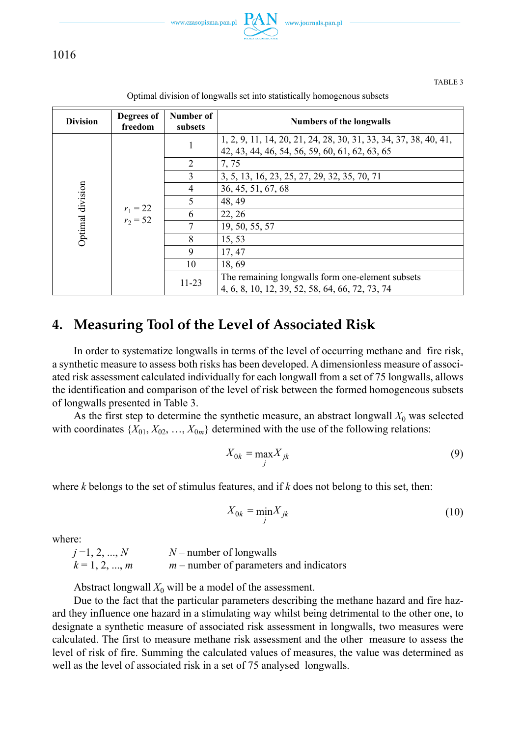TABLE 3

Optimal division of longwalls set into statistically homogenous subsets

| Division | Degrees of freedom | Number of subsets | Numbers of the longwalls |
|---|---|---|---|
| Optimal division | $r_1 = 22$ $r_2 = 52$ | 1 | 1, 2, 9, 11, 14, 20, 21, 24, 28, 30, 31, 33, 34, 37, 38, 40, 41, 42, 43, 44, 46, 54, 56, 59, 60, 61, 62, 63, 65 |
| | | 2 | 7, 75 |
| | | 3 | 3, 5, 13, 16, 23, 25, 27, 29, 32, 35, 70, 71 |
| | | 4 | 36, 45, 51, 67, 68 |
| | | 5 | 48, 49 |
| | | 6 | 22, 26 |
| | | 7 | 19, 50, 55, 57 |
| | | 8 | 15, 53 |
| | | 9 | 17, 47 |
| | | 10 | 18, 69 |
| | | 11-23 | The remaining longwalls form one-element subsets 4, 6, 8, 10, 12, 39, 52, 58, 64, 66, 72, 73, 74 |

## 4. Measuring Tool of the Level of Associated Risk

In order to systematize longwalls in terms of the level of occurring methane and fire risk, a synthetic measure to assess both risks has been developed. A dimensionless measure of associated risk assessment calculated individually for each longwall from a set of 75 longwalls, allows the identification and comparison of the level of risk between the formed homogeneous subsets of longwalls presented in Table 3.

As the first step to determine the synthetic measure, an abstract longwall $X_0$ was selected with coordinates $\{X_{01}, X_{02}, \ldots, X_{0m}\}$ determined with the use of the following relations:

$$X_{0k} = \max_{j} X_{jk} \tag{9}$$

where $k$ belongs to the set of stimulus features, and if $k$ does not belong to this set, then:

$$X_{0k} = \min_{j} X_{jk} \tag{10}$$

where:

$j = 1, 2, \ldots, N$ — $N$ – number of longwalls
$k = 1, 2, \ldots, m$ — $m$ – number of parameters and indicators

Abstract longwall $X_0$ will be a model of the assessment.

Due to the fact that the particular parameters describing the methane hazard and fire hazard they influence one hazard in a stimulating way whilst being detrimental to the other one, to designate a synthetic measure of associated risk assessment in longwalls, two measures were calculated. The first to measure methane risk assessment and the other measure to assess the level of risk of fire. Summing the calculated values of measures, the value was determined as well as the level of associated risk in a set of 75 analysed longwalls.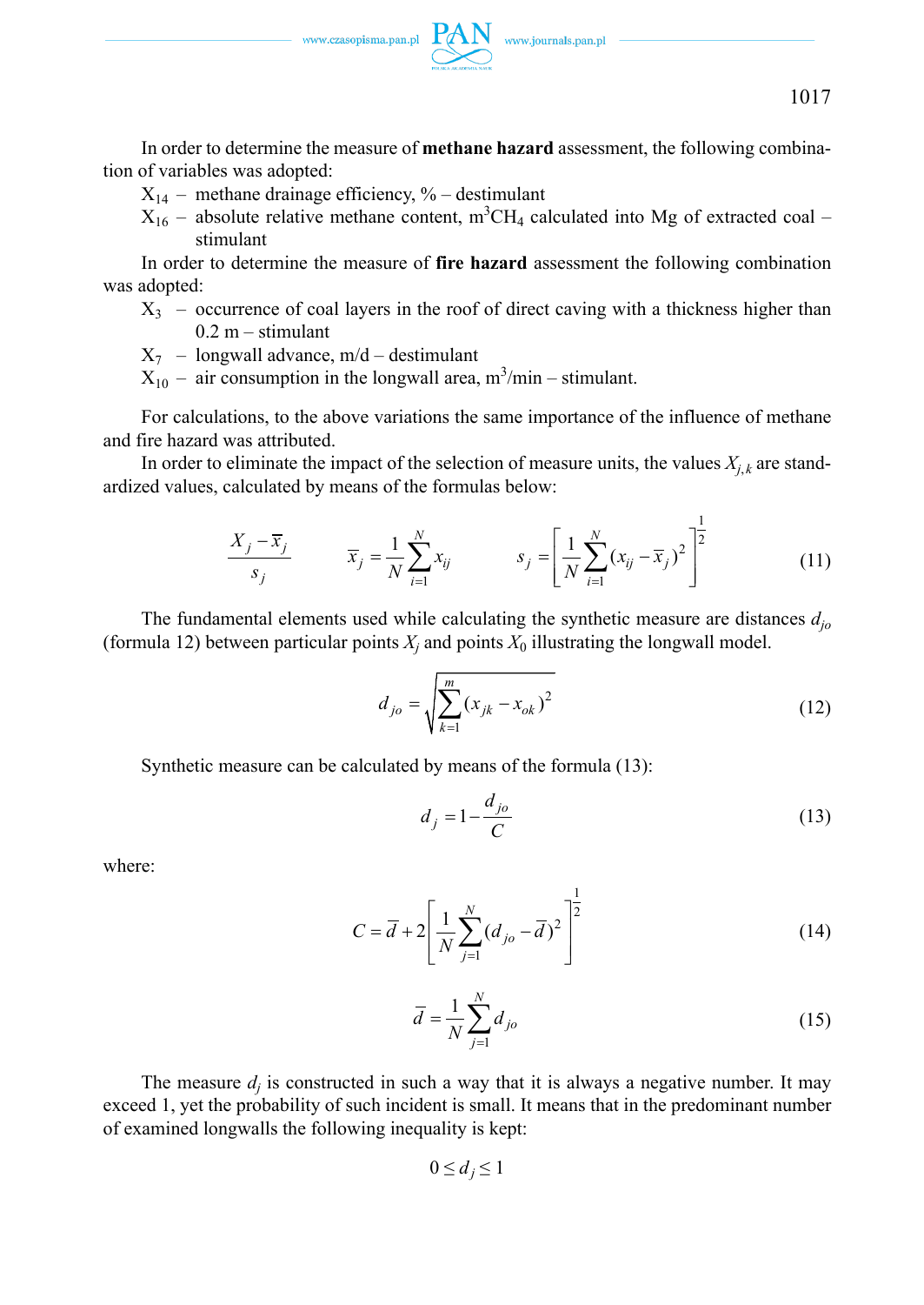In order to determine the measure of **methane hazard** assessment, the following combination of variables was adopted:

$X_{14}$ – methane drainage efficiency, % – destimulant

$X_{16}$ – absolute relative methane content, $m^3CH_4$ calculated into Mg of extracted coal – stimulant

In order to determine the measure of **fire hazard** assessment the following combination was adopted:

$X_3$ – occurrence of coal layers in the roof of direct caving with a thickness higher than 0.2 m – stimulant

$X_7$ – longwall advance, m/d – destimulant

$X_{10}$ – air consumption in the longwall area, $m^3$/min – stimulant.

For calculations, to the above variations the same importance of the influence of methane and fire hazard was attributed.

In order to eliminate the impact of the selection of measure units, the values $X_{j,k}$ are standardized values, calculated by means of the formulas below:

$$\frac{X_j - \bar{x}_j}{s_j} \qquad \bar{x}_j = \frac{1}{N}\sum_{i=1}^{N} x_{ij} \qquad s_j = \left[\frac{1}{N}\sum_{i=1}^{N}(x_{ij} - \bar{x}_j)^2\right]^{\frac{1}{2}} \tag{11}$$

The fundamental elements used while calculating the synthetic measure are distances $d_{jo}$ (formula 12) between particular points $X_j$ and points $X_0$ illustrating the longwall model.

$$d_{jo} = \sqrt{\sum_{k=1}^{m}(x_{jk} - x_{ok})^2} \tag{12}$$

Synthetic measure can be calculated by means of the formula (13):

$$d_j = 1 - \frac{d_{jo}}{C} \tag{13}$$

where:

$$C = \bar{d} + 2\left[\frac{1}{N}\sum_{j=1}^{N}(d_{jo} - \bar{d})^2\right]^{\frac{1}{2}} \tag{14}$$

$$\bar{d} = \frac{1}{N}\sum_{j=1}^{N} d_{jo} \tag{15}$$

The measure $d_j$ is constructed in such a way that it is always a negative number. It may exceed 1, yet the probability of such incident is small. It means that in the predominant number of examined longwalls the following inequality is kept:

$$0 \le d_j \le 1$$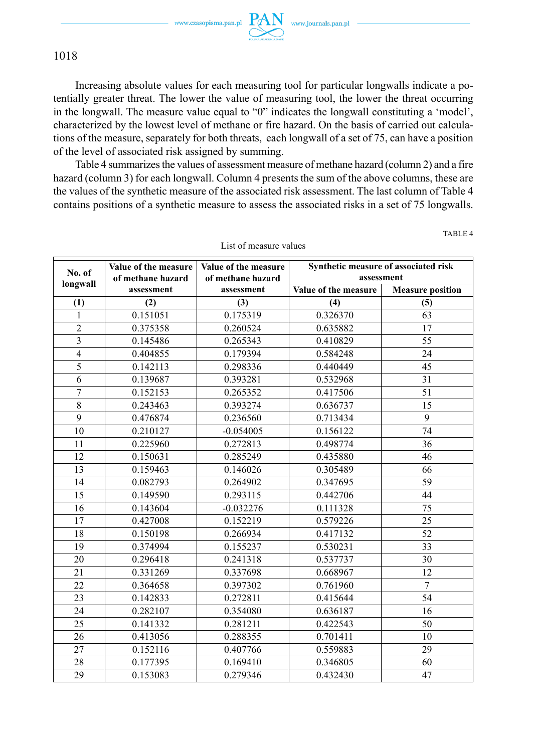Increasing absolute values for each measuring tool for particular longwalls indicate a potentially greater threat. The lower the value of measuring tool, the lower the threat occurring in the longwall. The measure value equal to "0" indicates the longwall constituting a 'model', characterized by the lowest level of methane or fire hazard. On the basis of carried out calculations of the measure, separately for both threats, each longwall of a set of 75, can have a position of the level of associated risk assigned by summing.

Table 4 summarizes the values of assessment measure of methane hazard (column 2) and a fire hazard (column 3) for each longwall. Column 4 presents the sum of the above columns, these are the values of the synthetic measure of the associated risk assessment. The last column of Table 4 contains positions of a synthetic measure to assess the associated risks in a set of 75 longwalls.

TABLE 4

List of measure values

| No. of longwall | Value of the measure of methane hazard assessment | Value of the measure of methane hazard assessment | Synthetic measure of associated risk assessment | |
|---|---|---|---|---|
| | | | Value of the measure | Measure position |
| (1) | (2) | (3) | (4) | (5) |
| 1 | 0.151051 | 0.175319 | 0.326370 | 63 |
| 2 | 0.375358 | 0.260524 | 0.635882 | 17 |
| 3 | 0.145486 | 0.265343 | 0.410829 | 55 |
| 4 | 0.404855 | 0.179394 | 0.584248 | 24 |
| 5 | 0.142113 | 0.298336 | 0.440449 | 45 |
| 6 | 0.139687 | 0.393281 | 0.532968 | 31 |
| 7 | 0.152153 | 0.265352 | 0.417506 | 51 |
| 8 | 0.243463 | 0.393274 | 0.636737 | 15 |
| 9 | 0.476874 | 0.236560 | 0.713434 | 9 |
| 10 | 0.210127 | -0.054005 | 0.156122 | 74 |
| 11 | 0.225960 | 0.272813 | 0.498774 | 36 |
| 12 | 0.150631 | 0.285249 | 0.435880 | 46 |
| 13 | 0.159463 | 0.146026 | 0.305489 | 66 |
| 14 | 0.082793 | 0.264902 | 0.347695 | 59 |
| 15 | 0.149590 | 0.293115 | 0.442706 | 44 |
| 16 | 0.143604 | -0.032276 | 0.111328 | 75 |
| 17 | 0.427008 | 0.152219 | 0.579226 | 25 |
| 18 | 0.150198 | 0.266934 | 0.417132 | 52 |
| 19 | 0.374994 | 0.155237 | 0.530231 | 33 |
| 20 | 0.296418 | 0.241318 | 0.537737 | 30 |
| 21 | 0.331269 | 0.337698 | 0.668967 | 12 |
| 22 | 0.364658 | 0.397302 | 0.761960 | 7 |
| 23 | 0.142833 | 0.272811 | 0.415644 | 54 |
| 24 | 0.282107 | 0.354080 | 0.636187 | 16 |
| 25 | 0.141332 | 0.281211 | 0.422543 | 50 |
| 26 | 0.413056 | 0.288355 | 0.701411 | 10 |
| 27 | 0.152116 | 0.407766 | 0.559883 | 29 |
| 28 | 0.177395 | 0.169410 | 0.346805 | 60 |
| 29 | 0.153083 | 0.279346 | 0.432430 | 47 |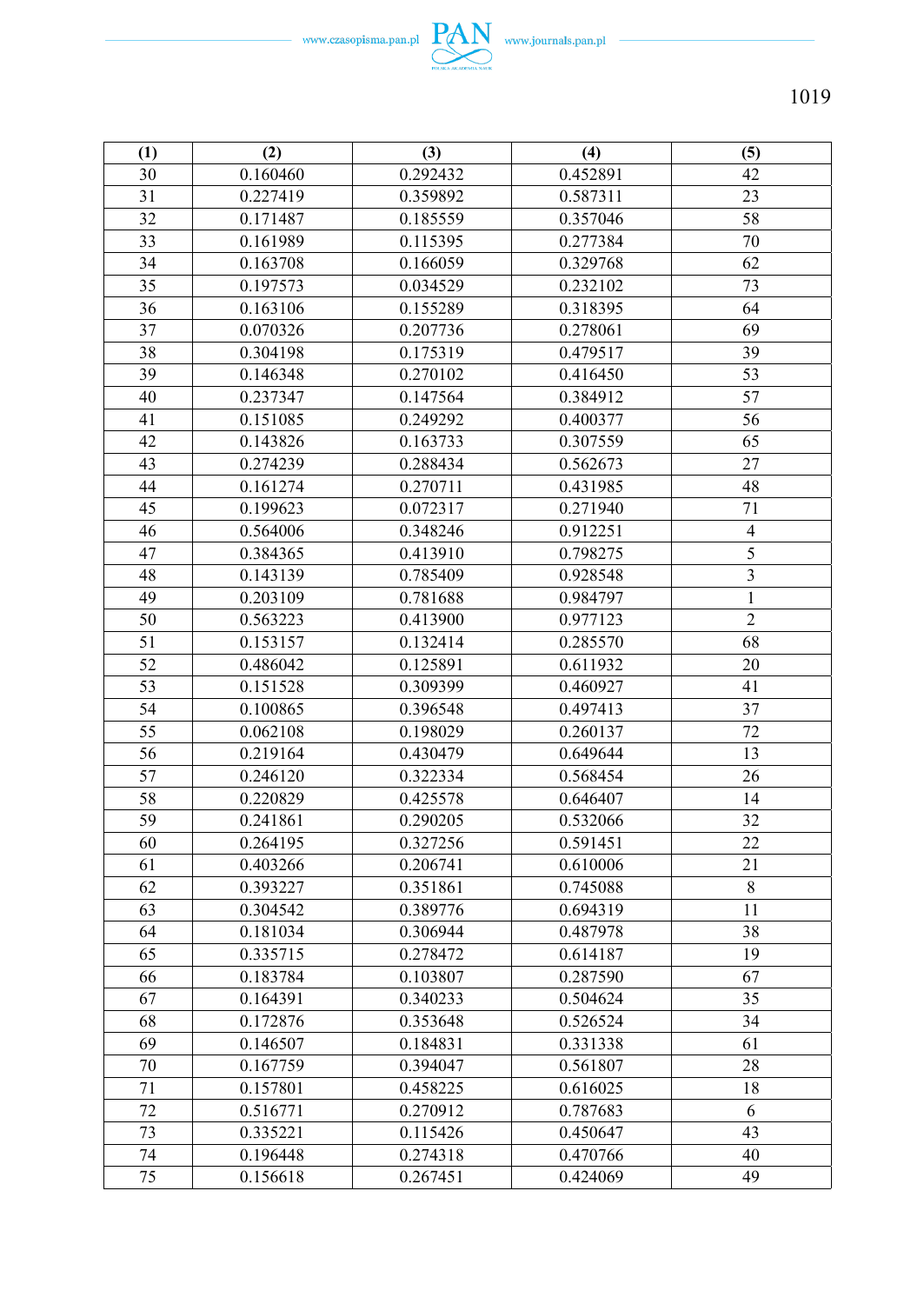| (1) | (2) | (3) | (4) | (5) |
|---|---|---|---|---|
| 30 | 0.160460 | 0.292432 | 0.452891 | 42 |
| 31 | 0.227419 | 0.359892 | 0.587311 | 23 |
| 32 | 0.171487 | 0.185559 | 0.357046 | 58 |
| 33 | 0.161989 | 0.115395 | 0.277384 | 70 |
| 34 | 0.163708 | 0.166059 | 0.329768 | 62 |
| 35 | 0.197573 | 0.034529 | 0.232102 | 73 |
| 36 | 0.163106 | 0.155289 | 0.318395 | 64 |
| 37 | 0.070326 | 0.207736 | 0.278061 | 69 |
| 38 | 0.304198 | 0.175319 | 0.479517 | 39 |
| 39 | 0.146348 | 0.270102 | 0.416450 | 53 |
| 40 | 0.237347 | 0.147564 | 0.384912 | 57 |
| 41 | 0.151085 | 0.249292 | 0.400377 | 56 |
| 42 | 0.143826 | 0.163733 | 0.307559 | 65 |
| 43 | 0.274239 | 0.288434 | 0.562673 | 27 |
| 44 | 0.161274 | 0.270711 | 0.431985 | 48 |
| 45 | 0.199623 | 0.072317 | 0.271940 | 71 |
| 46 | 0.564006 | 0.348246 | 0.912251 | 4 |
| 47 | 0.384365 | 0.413910 | 0.798275 | 5 |
| 48 | 0.143139 | 0.785409 | 0.928548 | 3 |
| 49 | 0.203109 | 0.781688 | 0.984797 | 1 |
| 50 | 0.563223 | 0.413900 | 0.977123 | 2 |
| 51 | 0.153157 | 0.132414 | 0.285570 | 68 |
| 52 | 0.486042 | 0.125891 | 0.611932 | 20 |
| 53 | 0.151528 | 0.309399 | 0.460927 | 41 |
| 54 | 0.100865 | 0.396548 | 0.497413 | 37 |
| 55 | 0.062108 | 0.198029 | 0.260137 | 72 |
| 56 | 0.219164 | 0.430479 | 0.649644 | 13 |
| 57 | 0.246120 | 0.322334 | 0.568454 | 26 |
| 58 | 0.220829 | 0.425578 | 0.646407 | 14 |
| 59 | 0.241861 | 0.290205 | 0.532066 | 32 |
| 60 | 0.264195 | 0.327256 | 0.591451 | 22 |
| 61 | 0.403266 | 0.206741 | 0.610006 | 21 |
| 62 | 0.393227 | 0.351861 | 0.745088 | 8 |
| 63 | 0.304542 | 0.389776 | 0.694319 | 11 |
| 64 | 0.181034 | 0.306944 | 0.487978 | 38 |
| 65 | 0.335715 | 0.278472 | 0.614187 | 19 |
| 66 | 0.183784 | 0.103807 | 0.287590 | 67 |
| 67 | 0.164391 | 0.340233 | 0.504624 | 35 |
| 68 | 0.172876 | 0.353648 | 0.526524 | 34 |
| 69 | 0.146507 | 0.184831 | 0.331338 | 61 |
| 70 | 0.167759 | 0.394047 | 0.561807 | 28 |
| 71 | 0.157801 | 0.458225 | 0.616025 | 18 |
| 72 | 0.516771 | 0.270912 | 0.787683 | 6 |
| 73 | 0.335221 | 0.115426 | 0.450647 | 43 |
| 74 | 0.196448 | 0.274318 | 0.470766 | 40 |
| 75 | 0.156618 | 0.267451 | 0.424069 | 49 |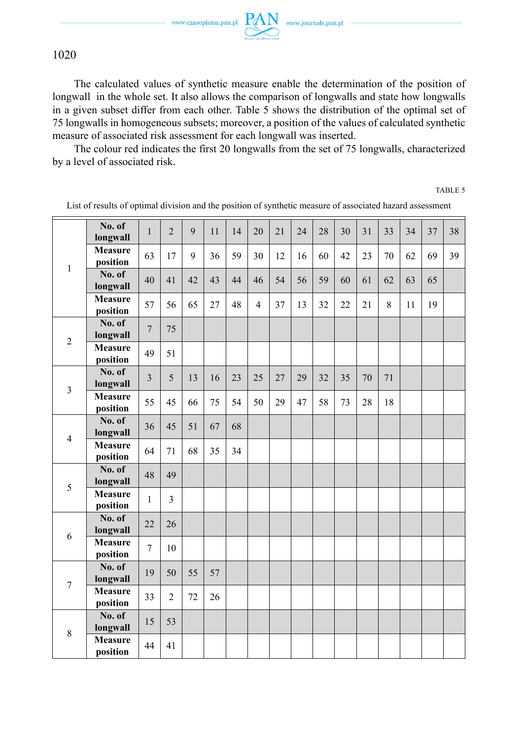The calculated values of synthetic measure enable the determination of the position of longwall in the whole set. It also allows the comparison of longwalls and state how longwalls in a given subset differ from each other. Table 5 shows the distribution of the optimal set of 75 longwalls in homogeneous subsets; moreover, a position of the values of calculated synthetic measure of associated risk assessment for each longwall was inserted.

The colour red indicates the first 20 longwalls from the set of 75 longwalls, characterized by a level of associated risk.

TABLE 5

List of results of optimal division and the position of synthetic measure of associated hazard assessment

| | | | | | | | | | | | | | | | | |
|---|---|---|---|---|---|---|---|---|---|---|---|---|---|---|---|---|
| 1 | **No. of longwall** | 1 | 2 | 9 | 11 | 14 | 20 | 21 | 24 | 28 | 30 | 31 | 33 | 34 | 37 | 38 |
| | **Measure position** | 63 | 17 | 9 | 36 | 59 | 30 | 12 | 16 | 60 | 42 | 23 | 70 | 62 | 69 | 39 |
| | **No. of longwall** | 40 | 41 | 42 | 43 | 44 | 46 | 54 | 56 | 59 | 60 | 61 | 62 | 63 | 65 | |
| | **Measure position** | 57 | 56 | 65 | 27 | 48 | 4 | 37 | 13 | 32 | 22 | 21 | 8 | 11 | 19 | |
| 2 | **No. of longwall** | 7 | 75 | | | | | | | | | | | | | |
| | **Measure position** | 49 | 51 | | | | | | | | | | | | | |
| 3 | **No. of longwall** | 3 | 5 | 13 | 16 | 23 | 25 | 27 | 29 | 32 | 35 | 70 | 71 | | | |
| | **Measure position** | 55 | 45 | 66 | 75 | 54 | 50 | 29 | 47 | 58 | 73 | 28 | 18 | | | |
| 4 | **No. of longwall** | 36 | 45 | 51 | 67 | 68 | | | | | | | | | | |
| | **Measure position** | 64 | 71 | 68 | 35 | 34 | | | | | | | | | | |
| 5 | **No. of longwall** | 48 | 49 | | | | | | | | | | | | | |
| | **Measure position** | 1 | 3 | | | | | | | | | | | | | |
| 6 | **No. of longwall** | 22 | 26 | | | | | | | | | | | | | |
| | **Measure position** | 7 | 10 | | | | | | | | | | | | | |
| 7 | **No. of longwall** | 19 | 50 | 55 | 57 | | | | | | | | | | | |
| | **Measure position** | 33 | 2 | 72 | 26 | | | | | | | | | | | |
| 8 | **No. of longwall** | 15 | 53 | | | | | | | | | | | | | |
| | **Measure position** | 44 | 41 | | | | | | | | | | | | | |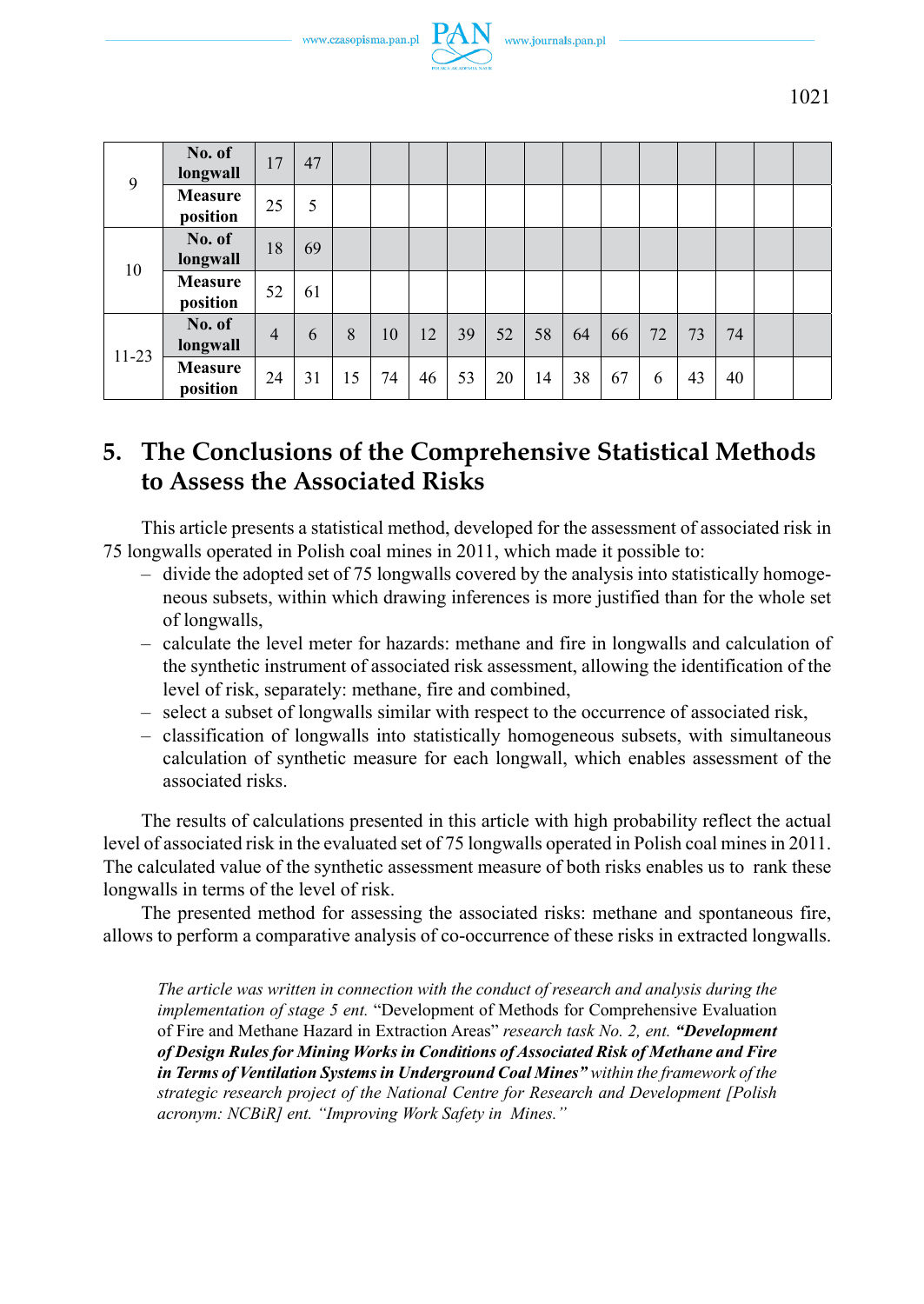| | | | | | | | | | | | | | | | | |
|---|---|---|---|---|---|---|---|---|---|---|---|---|---|---|---|---|
| 9 | No. of longwall | 17 | 47 | | | | | | | | | | | | | |
| | Measure position | 25 | 5 | | | | | | | | | | | | | |
| 10 | No. of longwall | 18 | 69 | | | | | | | | | | | | | |
| | Measure position | 52 | 61 | | | | | | | | | | | | | |
| 11-23 | No. of longwall | 4 | 6 | 8 | 10 | 12 | 39 | 52 | 58 | 64 | 66 | 72 | 73 | 74 | | |
| | Measure position | 24 | 31 | 15 | 74 | 46 | 53 | 20 | 14 | 38 | 67 | 6 | 43 | 40 | | |

## 5. The Conclusions of the Comprehensive Statistical Methods to Assess the Associated Risks

This article presents a statistical method, developed for the assessment of associated risk in 75 longwalls operated in Polish coal mines in 2011, which made it possible to:

- divide the adopted set of 75 longwalls covered by the analysis into statistically homogeneous subsets, within which drawing inferences is more justified than for the whole set of longwalls,
- calculate the level meter for hazards: methane and fire in longwalls and calculation of the synthetic instrument of associated risk assessment, allowing the identification of the level of risk, separately: methane, fire and combined,
- select a subset of longwalls similar with respect to the occurrence of associated risk,
- classification of longwalls into statistically homogeneous subsets, with simultaneous calculation of synthetic measure for each longwall, which enables assessment of the associated risks.

The results of calculations presented in this article with high probability reflect the actual level of associated risk in the evaluated set of 75 longwalls operated in Polish coal mines in 2011. The calculated value of the synthetic assessment measure of both risks enables us to rank these longwalls in terms of the level of risk.

The presented method for assessing the associated risks: methane and spontaneous fire, allows to perform a comparative analysis of co-occurrence of these risks in extracted longwalls.

*The article was written in connection with the conduct of research and analysis during the implementation of stage 5 ent.* "Development of Methods for Comprehensive Evaluation of Fire and Methane Hazard in Extraction Areas" *research task No. 2, ent.* ***"Development of Design Rules for Mining Works in Conditions of Associated Risk of Methane and Fire in Terms of Ventilation Systems in Underground Coal Mines"*** *within the framework of the strategic research project of the National Centre for Research and Development [Polish acronym: NCBiR] ent. "Improving Work Safety in Mines."*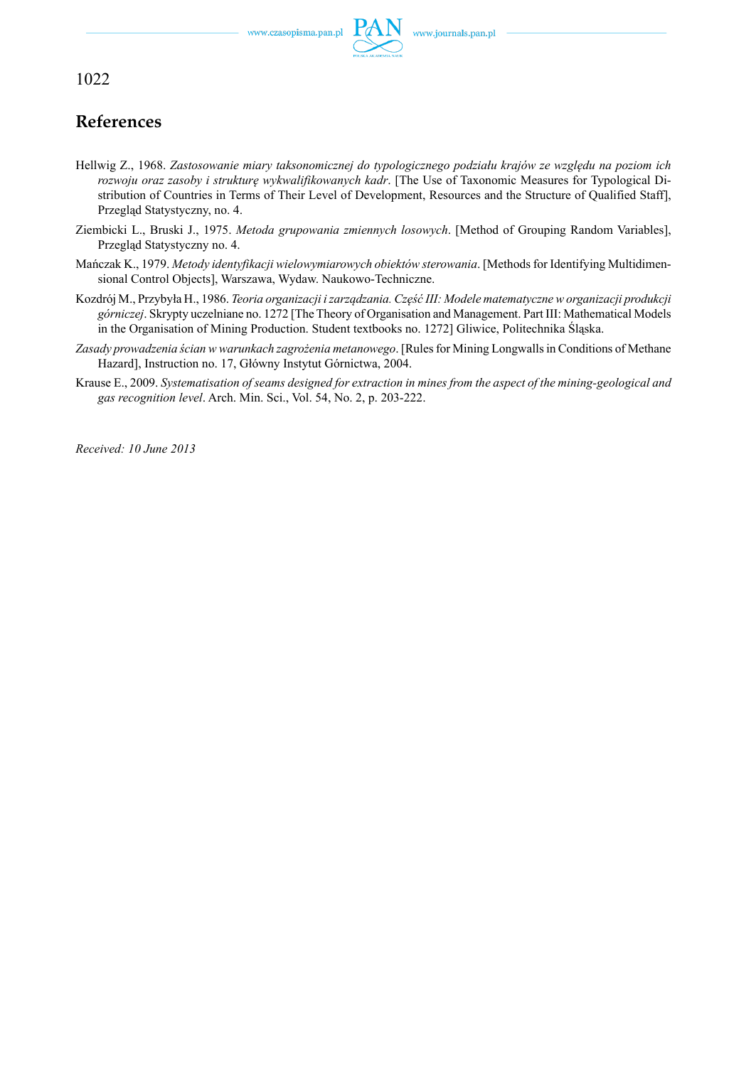## References

Hellwig Z., 1968. *Zastosowanie miary taksonomicznej do typologicznego podziału krajów ze względu na poziom ich rozwoju oraz zasoby i strukturę wykwalifikowanych kadr*. [The Use of Taxonomic Measures for Typological Distribution of Countries in Terms of Their Level of Development, Resources and the Structure of Qualified Staff], Przegląd Statystyczny, no. 4.

Ziembicki L., Bruski J., 1975. *Metoda grupowania zmiennych losowych*. [Method of Grouping Random Variables], Przegląd Statystyczny no. 4.

Mańczak K., 1979. *Metody identyfikacji wielowymiarowych obiektów sterowania*. [Methods for Identifying Multidimensional Control Objects], Warszawa, Wydaw. Naukowo-Techniczne.

Kozdrój M., Przybyła H., 1986. *Teoria organizacji i zarządzania. Część III: Modele matematyczne w organizacji produkcji górniczej*. Skrypty uczelniane no. 1272 [The Theory of Organisation and Management. Part III: Mathematical Models in the Organisation of Mining Production. Student textbooks no. 1272] Gliwice, Politechnika Śląska.

*Zasady prowadzenia ścian w warunkach zagrożenia metanowego*. [Rules for Mining Longwalls in Conditions of Methane Hazard], Instruction no. 17, Główny Instytut Górnictwa, 2004.

Krause E., 2009. *Systematisation of seams designed for extraction in mines from the aspect of the mining-geological and gas recognition level*. Arch. Min. Sci., Vol. 54, No. 2, p. 203-222.

*Received: 10 June 2013*